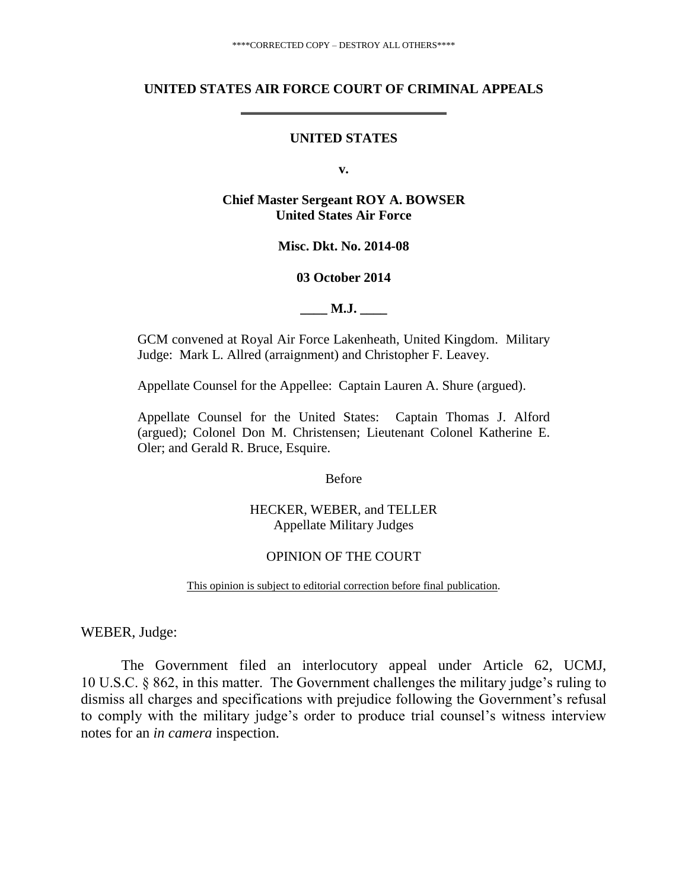\*\*\*\*CORRECTED COPY – DESTROY ALL OTHERS\*\*\*\*

**UNITED STATES AIR FORCE COURT OF CRIMINAL APPEALS**

**UNITED STATES**

**v.**

**Chief Master Sergeant ROY A. BOWSER**
**United States Air Force**

**Misc. Dkt. No. 2014-08**

**03 October 2014**

**\_\_\_\_ M.J. \_\_\_\_**

GCM convened at Royal Air Force Lakenheath, United Kingdom. Military Judge: Mark L. Allred (arraignment) and Christopher F. Leavey.

Appellate Counsel for the Appellee: Captain Lauren A. Shure (argued).

Appellate Counsel for the United States: Captain Thomas J. Alford (argued); Colonel Don M. Christensen; Lieutenant Colonel Katherine E. Oler; and Gerald R. Bruce, Esquire.

Before

HECKER, WEBER, and TELLER
Appellate Military Judges

OPINION OF THE COURT

This opinion is subject to editorial correction before final publication.

WEBER, Judge:

The Government filed an interlocutory appeal under Article 62, UCMJ, 10 U.S.C. § 862, in this matter. The Government challenges the military judge's ruling to dismiss all charges and specifications with prejudice following the Government's refusal to comply with the military judge's order to produce trial counsel's witness interview notes for an *in camera* inspection.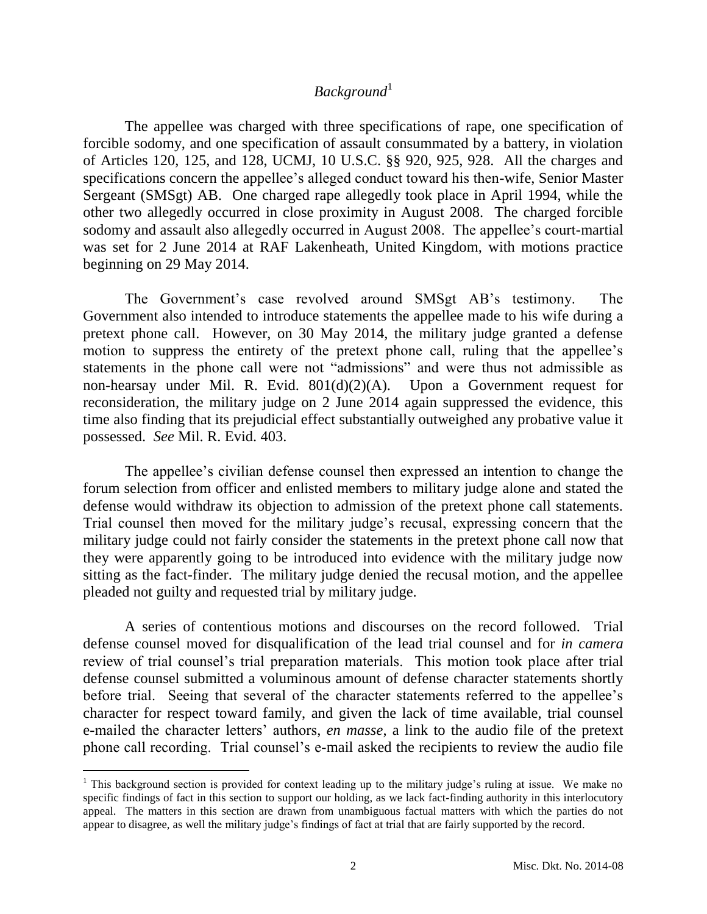## *Background*[1]

The appellee was charged with three specifications of rape, one specification of forcible sodomy, and one specification of assault consummated by a battery, in violation of Articles 120, 125, and 128, UCMJ, 10 U.S.C. §§ 920, 925, 928. All the charges and specifications concern the appellee's alleged conduct toward his then-wife, Senior Master Sergeant (SMSgt) AB. One charged rape allegedly took place in April 1994, while the other two allegedly occurred in close proximity in August 2008. The charged forcible sodomy and assault also allegedly occurred in August 2008. The appellee's court-martial was set for 2 June 2014 at RAF Lakenheath, United Kingdom, with motions practice beginning on 29 May 2014.

The Government's case revolved around SMSgt AB's testimony. The Government also intended to introduce statements the appellee made to his wife during a pretext phone call. However, on 30 May 2014, the military judge granted a defense motion to suppress the entirety of the pretext phone call, ruling that the appellee's statements in the phone call were not "admissions" and were thus not admissible as non-hearsay under Mil. R. Evid. 801(d)(2)(A). Upon a Government request for reconsideration, the military judge on 2 June 2014 again suppressed the evidence, this time also finding that its prejudicial effect substantially outweighed any probative value it possessed. *See* Mil. R. Evid. 403.

The appellee's civilian defense counsel then expressed an intention to change the forum selection from officer and enlisted members to military judge alone and stated the defense would withdraw its objection to admission of the pretext phone call statements. Trial counsel then moved for the military judge's recusal, expressing concern that the military judge could not fairly consider the statements in the pretext phone call now that they were apparently going to be introduced into evidence with the military judge now sitting as the fact-finder. The military judge denied the recusal motion, and the appellee pleaded not guilty and requested trial by military judge.

A series of contentious motions and discourses on the record followed. Trial defense counsel moved for disqualification of the lead trial counsel and for *in camera* review of trial counsel's trial preparation materials. This motion took place after trial defense counsel submitted a voluminous amount of defense character statements shortly before trial. Seeing that several of the character statements referred to the appellee's character for respect toward family, and given the lack of time available, trial counsel e-mailed the character letters' authors, *en masse*, a link to the audio file of the pretext phone call recording. Trial counsel's e-mail asked the recipients to review the audio file

---

[1] This background section is provided for context leading up to the military judge's ruling at issue. We make no specific findings of fact in this section to support our holding, as we lack fact-finding authority in this interlocutory appeal. The matters in this section are drawn from unambiguous factual matters with which the parties do not appear to disagree, as well the military judge's findings of fact at trial that are fairly supported by the record.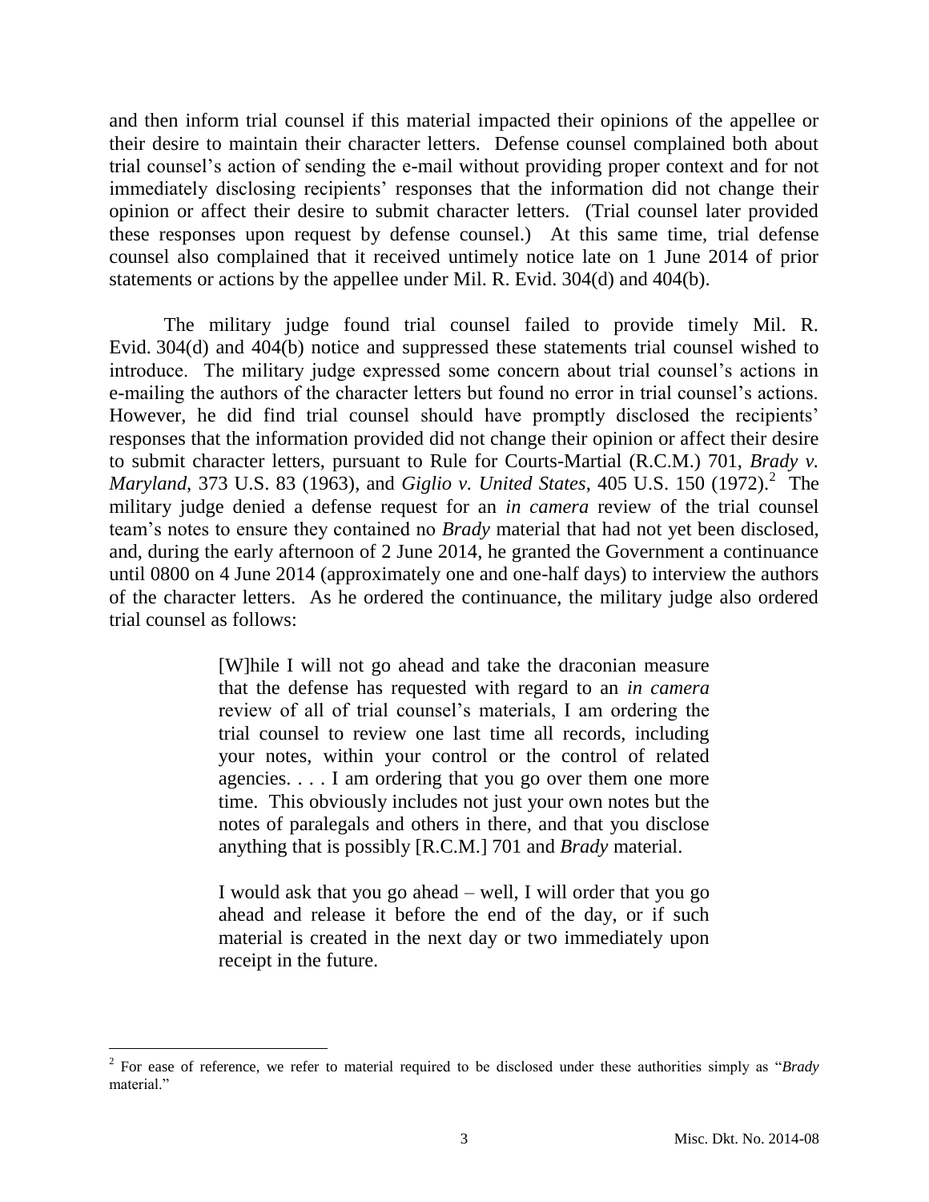and then inform trial counsel if this material impacted their opinions of the appellee or their desire to maintain their character letters. Defense counsel complained both about trial counsel's action of sending the e-mail without providing proper context and for not immediately disclosing recipients' responses that the information did not change their opinion or affect their desire to submit character letters. (Trial counsel later provided these responses upon request by defense counsel.) At this same time, trial defense counsel also complained that it received untimely notice late on 1 June 2014 of prior statements or actions by the appellee under Mil. R. Evid. 304(d) and 404(b).

The military judge found trial counsel failed to provide timely Mil. R. Evid. 304(d) and 404(b) notice and suppressed these statements trial counsel wished to introduce. The military judge expressed some concern about trial counsel's actions in e-mailing the authors of the character letters but found no error in trial counsel's actions. However, he did find trial counsel should have promptly disclosed the recipients' responses that the information provided did not change their opinion or affect their desire to submit character letters, pursuant to Rule for Courts-Martial (R.C.M.) 701, *Brady v. Maryland*, 373 U.S. 83 (1963), and *Giglio v. United States*, 405 U.S. 150 (1972).[2] The military judge denied a defense request for an *in camera* review of the trial counsel team's notes to ensure they contained no *Brady* material that had not yet been disclosed, and, during the early afternoon of 2 June 2014, he granted the Government a continuance until 0800 on 4 June 2014 (approximately one and one-half days) to interview the authors of the character letters. As he ordered the continuance, the military judge also ordered trial counsel as follows:

> [W]hile I will not go ahead and take the draconian measure that the defense has requested with regard to an *in camera* review of all of trial counsel's materials, I am ordering the trial counsel to review one last time all records, including your notes, within your control or the control of related agencies. . . . I am ordering that you go over them one more time. This obviously includes not just your own notes but the notes of paralegals and others in there, and that you disclose anything that is possibly [R.C.M.] 701 and *Brady* material.
>
> I would ask that you go ahead – well, I will order that you go ahead and release it before the end of the day, or if such material is created in the next day or two immediately upon receipt in the future.

---

[2] For ease of reference, we refer to material required to be disclosed under these authorities simply as "*Brady* material."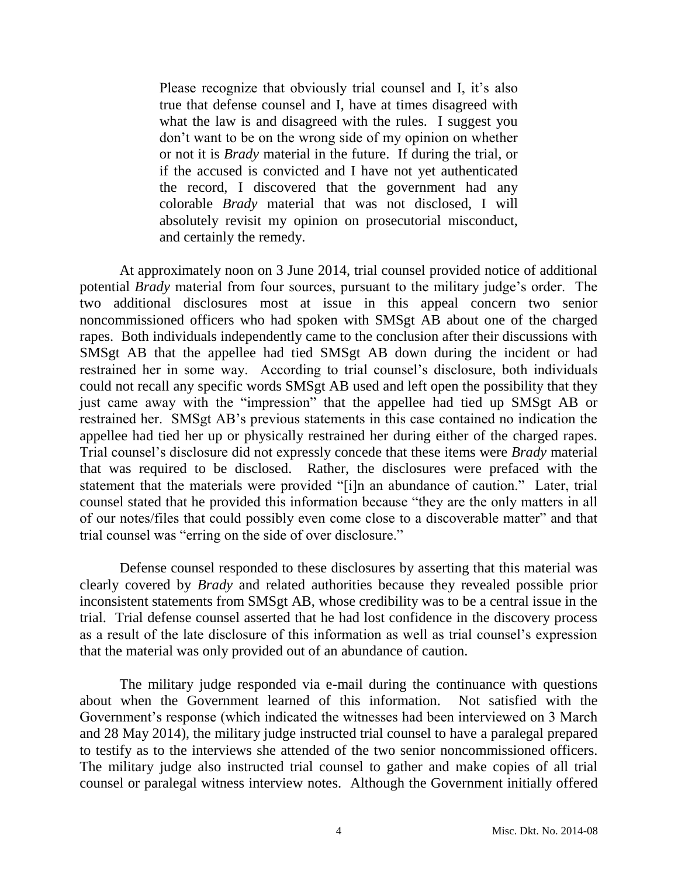> Please recognize that obviously trial counsel and I, it's also true that defense counsel and I, have at times disagreed with what the law is and disagreed with the rules. I suggest you don't want to be on the wrong side of my opinion on whether or not it is *Brady* material in the future. If during the trial, or if the accused is convicted and I have not yet authenticated the record, I discovered that the government had any colorable *Brady* material that was not disclosed, I will absolutely revisit my opinion on prosecutorial misconduct, and certainly the remedy.

At approximately noon on 3 June 2014, trial counsel provided notice of additional potential *Brady* material from four sources, pursuant to the military judge's order. The two additional disclosures most at issue in this appeal concern two senior noncommissioned officers who had spoken with SMSgt AB about one of the charged rapes. Both individuals independently came to the conclusion after their discussions with SMSgt AB that the appellee had tied SMSgt AB down during the incident or had restrained her in some way. According to trial counsel's disclosure, both individuals could not recall any specific words SMSgt AB used and left open the possibility that they just came away with the "impression" that the appellee had tied up SMSgt AB or restrained her. SMSgt AB's previous statements in this case contained no indication the appellee had tied her up or physically restrained her during either of the charged rapes. Trial counsel's disclosure did not expressly concede that these items were *Brady* material that was required to be disclosed. Rather, the disclosures were prefaced with the statement that the materials were provided "[i]n an abundance of caution." Later, trial counsel stated that he provided this information because "they are the only matters in all of our notes/files that could possibly even come close to a discoverable matter" and that trial counsel was "erring on the side of over disclosure."

Defense counsel responded to these disclosures by asserting that this material was clearly covered by *Brady* and related authorities because they revealed possible prior inconsistent statements from SMSgt AB, whose credibility was to be a central issue in the trial. Trial defense counsel asserted that he had lost confidence in the discovery process as a result of the late disclosure of this information as well as trial counsel's expression that the material was only provided out of an abundance of caution.

The military judge responded via e-mail during the continuance with questions about when the Government learned of this information. Not satisfied with the Government's response (which indicated the witnesses had been interviewed on 3 March and 28 May 2014), the military judge instructed trial counsel to have a paralegal prepared to testify as to the interviews she attended of the two senior noncommissioned officers. The military judge also instructed trial counsel to gather and make copies of all trial counsel or paralegal witness interview notes. Although the Government initially offered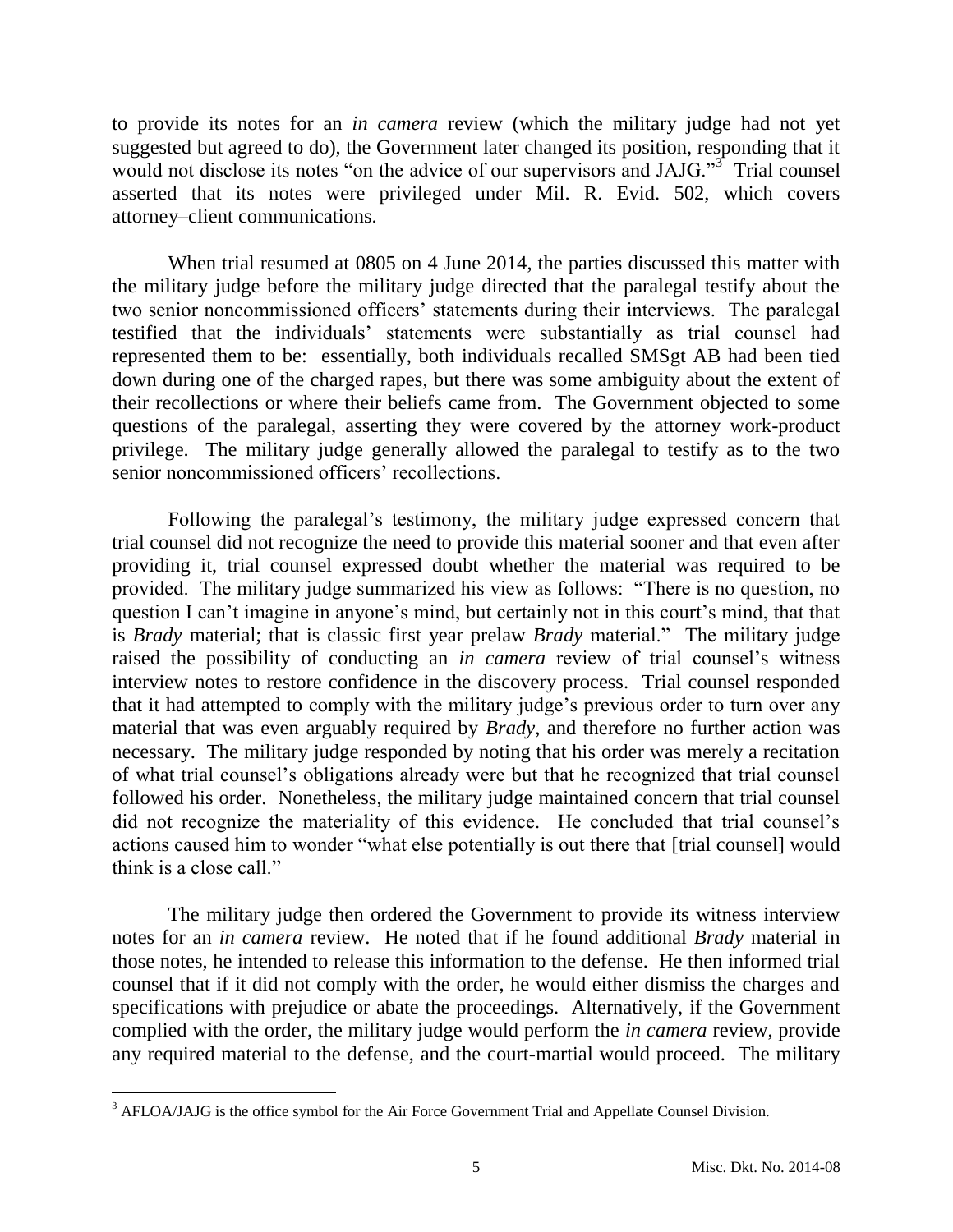to provide its notes for an *in camera* review (which the military judge had not yet suggested but agreed to do), the Government later changed its position, responding that it would not disclose its notes "on the advice of our supervisors and JAJG."[3] Trial counsel asserted that its notes were privileged under Mil. R. Evid. 502, which covers attorney–client communications.

When trial resumed at 0805 on 4 June 2014, the parties discussed this matter with the military judge before the military judge directed that the paralegal testify about the two senior noncommissioned officers' statements during their interviews. The paralegal testified that the individuals' statements were substantially as trial counsel had represented them to be: essentially, both individuals recalled SMSgt AB had been tied down during one of the charged rapes, but there was some ambiguity about the extent of their recollections or where their beliefs came from. The Government objected to some questions of the paralegal, asserting they were covered by the attorney work-product privilege. The military judge generally allowed the paralegal to testify as to the two senior noncommissioned officers' recollections.

Following the paralegal's testimony, the military judge expressed concern that trial counsel did not recognize the need to provide this material sooner and that even after providing it, trial counsel expressed doubt whether the material was required to be provided. The military judge summarized his view as follows: "There is no question, no question I can't imagine in anyone's mind, but certainly not in this court's mind, that that is *Brady* material; that is classic first year prelaw *Brady* material." The military judge raised the possibility of conducting an *in camera* review of trial counsel's witness interview notes to restore confidence in the discovery process. Trial counsel responded that it had attempted to comply with the military judge's previous order to turn over any material that was even arguably required by *Brady*, and therefore no further action was necessary. The military judge responded by noting that his order was merely a recitation of what trial counsel's obligations already were but that he recognized that trial counsel followed his order. Nonetheless, the military judge maintained concern that trial counsel did not recognize the materiality of this evidence. He concluded that trial counsel's actions caused him to wonder "what else potentially is out there that [trial counsel] would think is a close call."

The military judge then ordered the Government to provide its witness interview notes for an *in camera* review. He noted that if he found additional *Brady* material in those notes, he intended to release this information to the defense. He then informed trial counsel that if it did not comply with the order, he would either dismiss the charges and specifications with prejudice or abate the proceedings. Alternatively, if the Government complied with the order, the military judge would perform the *in camera* review, provide any required material to the defense, and the court-martial would proceed. The military

[3] AFLOA/JAJG is the office symbol for the Air Force Government Trial and Appellate Counsel Division.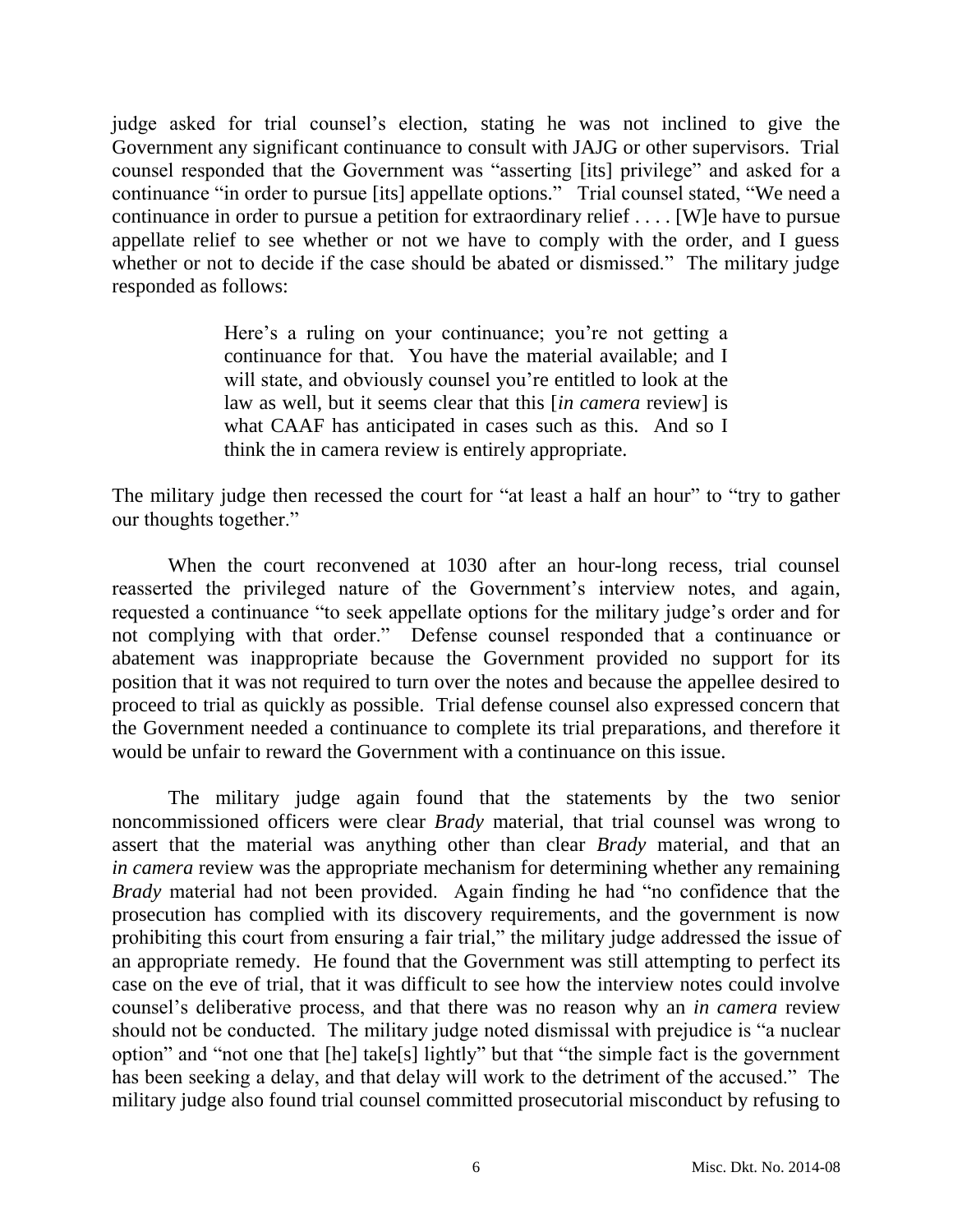judge asked for trial counsel's election, stating he was not inclined to give the Government any significant continuance to consult with JAJG or other supervisors. Trial counsel responded that the Government was "asserting [its] privilege" and asked for a continuance "in order to pursue [its] appellate options." Trial counsel stated, "We need a continuance in order to pursue a petition for extraordinary relief . . . . [W]e have to pursue appellate relief to see whether or not we have to comply with the order, and I guess whether or not to decide if the case should be abated or dismissed." The military judge responded as follows:

> Here's a ruling on your continuance; you're not getting a continuance for that. You have the material available; and I will state, and obviously counsel you're entitled to look at the law as well, but it seems clear that this [*in camera* review] is what CAAF has anticipated in cases such as this. And so I think the in camera review is entirely appropriate.

The military judge then recessed the court for "at least a half an hour" to "try to gather our thoughts together."

When the court reconvened at 1030 after an hour-long recess, trial counsel reasserted the privileged nature of the Government's interview notes, and again, requested a continuance "to seek appellate options for the military judge's order and for not complying with that order." Defense counsel responded that a continuance or abatement was inappropriate because the Government provided no support for its position that it was not required to turn over the notes and because the appellee desired to proceed to trial as quickly as possible. Trial defense counsel also expressed concern that the Government needed a continuance to complete its trial preparations, and therefore it would be unfair to reward the Government with a continuance on this issue.

The military judge again found that the statements by the two senior noncommissioned officers were clear *Brady* material, that trial counsel was wrong to assert that the material was anything other than clear *Brady* material, and that an *in camera* review was the appropriate mechanism for determining whether any remaining *Brady* material had not been provided. Again finding he had "no confidence that the prosecution has complied with its discovery requirements, and the government is now prohibiting this court from ensuring a fair trial," the military judge addressed the issue of an appropriate remedy. He found that the Government was still attempting to perfect its case on the eve of trial, that it was difficult to see how the interview notes could involve counsel's deliberative process, and that there was no reason why an *in camera* review should not be conducted. The military judge noted dismissal with prejudice is "a nuclear option" and "not one that [he] take[s] lightly" but that "the simple fact is the government has been seeking a delay, and that delay will work to the detriment of the accused." The military judge also found trial counsel committed prosecutorial misconduct by refusing to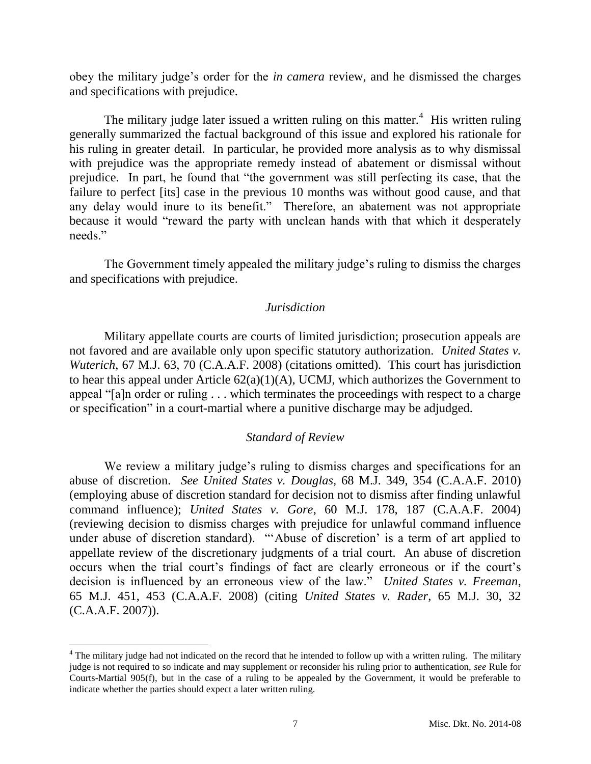obey the military judge's order for the *in camera* review, and he dismissed the charges and specifications with prejudice.

The military judge later issued a written ruling on this matter.[4] His written ruling generally summarized the factual background of this issue and explored his rationale for his ruling in greater detail. In particular, he provided more analysis as to why dismissal with prejudice was the appropriate remedy instead of abatement or dismissal without prejudice. In part, he found that "the government was still perfecting its case, that the failure to perfect [its] case in the previous 10 months was without good cause, and that any delay would inure to its benefit." Therefore, an abatement was not appropriate because it would "reward the party with unclean hands with that which it desperately needs."

The Government timely appealed the military judge's ruling to dismiss the charges and specifications with prejudice.

### *Jurisdiction*

Military appellate courts are courts of limited jurisdiction; prosecution appeals are not favored and are available only upon specific statutory authorization. *United States v. Wuterich*, 67 M.J. 63, 70 (C.A.A.F. 2008) (citations omitted). This court has jurisdiction to hear this appeal under Article 62(a)(1)(A), UCMJ, which authorizes the Government to appeal "[a]n order or ruling . . . which terminates the proceedings with respect to a charge or specification" in a court-martial where a punitive discharge may be adjudged.

### *Standard of Review*

We review a military judge's ruling to dismiss charges and specifications for an abuse of discretion. *See United States v. Douglas*, 68 M.J. 349, 354 (C.A.A.F. 2010) (employing abuse of discretion standard for decision not to dismiss after finding unlawful command influence); *United States v. Gore*, 60 M.J. 178, 187 (C.A.A.F. 2004) (reviewing decision to dismiss charges with prejudice for unlawful command influence under abuse of discretion standard). "'Abuse of discretion' is a term of art applied to appellate review of the discretionary judgments of a trial court. An abuse of discretion occurs when the trial court's findings of fact are clearly erroneous or if the court's decision is influenced by an erroneous view of the law." *United States v. Freeman*, 65 M.J. 451, 453 (C.A.A.F. 2008) (citing *United States v. Rader*, 65 M.J. 30, 32 (C.A.A.F. 2007)).

---

[4] The military judge had not indicated on the record that he intended to follow up with a written ruling. The military judge is not required to so indicate and may supplement or reconsider his ruling prior to authentication, *see* Rule for Courts-Martial 905(f), but in the case of a ruling to be appealed by the Government, it would be preferable to indicate whether the parties should expect a later written ruling.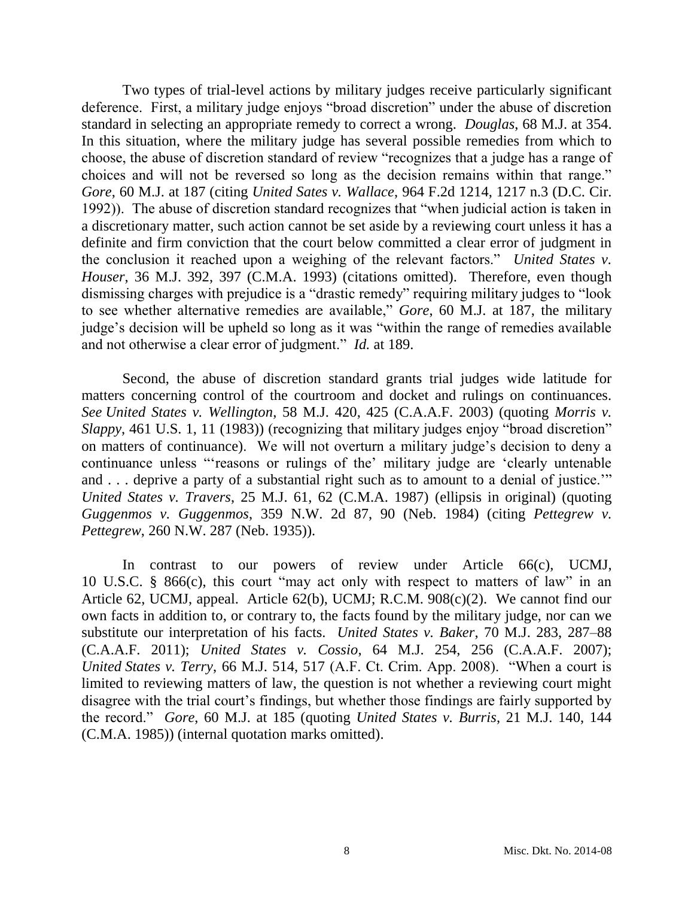Two types of trial-level actions by military judges receive particularly significant deference. First, a military judge enjoys "broad discretion" under the abuse of discretion standard in selecting an appropriate remedy to correct a wrong. *Douglas*, 68 M.J. at 354. In this situation, where the military judge has several possible remedies from which to choose, the abuse of discretion standard of review "recognizes that a judge has a range of choices and will not be reversed so long as the decision remains within that range." *Gore*, 60 M.J. at 187 (citing *United Sates v. Wallace*, 964 F.2d 1214, 1217 n.3 (D.C. Cir. 1992)). The abuse of discretion standard recognizes that "when judicial action is taken in a discretionary matter, such action cannot be set aside by a reviewing court unless it has a definite and firm conviction that the court below committed a clear error of judgment in the conclusion it reached upon a weighing of the relevant factors." *United States v. Houser*, 36 M.J. 392, 397 (C.M.A. 1993) (citations omitted). Therefore, even though dismissing charges with prejudice is a "drastic remedy" requiring military judges to "look to see whether alternative remedies are available," *Gore*, 60 M.J. at 187, the military judge's decision will be upheld so long as it was "within the range of remedies available and not otherwise a clear error of judgment." *Id.* at 189.

Second, the abuse of discretion standard grants trial judges wide latitude for matters concerning control of the courtroom and docket and rulings on continuances. *See United States v. Wellington*, 58 M.J. 420, 425 (C.A.A.F. 2003) (quoting *Morris v. Slappy*, 461 U.S. 1, 11 (1983)) (recognizing that military judges enjoy "broad discretion" on matters of continuance). We will not overturn a military judge's decision to deny a continuance unless "'reasons or rulings of the' military judge are 'clearly untenable and . . . deprive a party of a substantial right such as to amount to a denial of justice.'" *United States v. Travers*, 25 M.J. 61, 62 (C.M.A. 1987) (ellipsis in original) (quoting *Guggenmos v. Guggenmos*, 359 N.W. 2d 87, 90 (Neb. 1984) (citing *Pettegrew v. Pettegrew*, 260 N.W. 287 (Neb. 1935)).

In contrast to our powers of review under Article 66(c), UCMJ, 10 U.S.C. § 866(c), this court "may act only with respect to matters of law" in an Article 62, UCMJ, appeal. Article 62(b), UCMJ; R.C.M. 908(c)(2). We cannot find our own facts in addition to, or contrary to, the facts found by the military judge, nor can we substitute our interpretation of his facts. *United States v. Baker*, 70 M.J. 283, 287–88 (C.A.A.F. 2011); *United States v. Cossio*, 64 M.J. 254, 256 (C.A.A.F. 2007); *United States v. Terry*, 66 M.J. 514, 517 (A.F. Ct. Crim. App. 2008). "When a court is limited to reviewing matters of law, the question is not whether a reviewing court might disagree with the trial court's findings, but whether those findings are fairly supported by the record." *Gore*, 60 M.J. at 185 (quoting *United States v. Burris*, 21 M.J. 140, 144 (C.M.A. 1985)) (internal quotation marks omitted).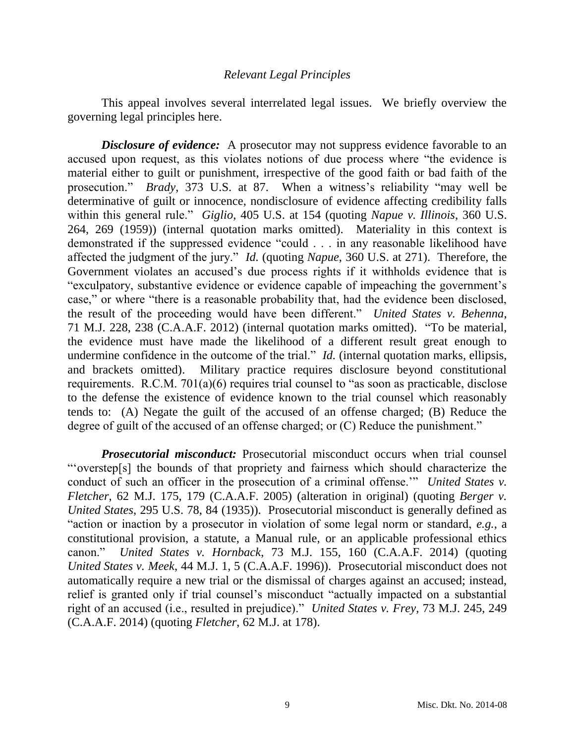### *Relevant Legal Principles*

This appeal involves several interrelated legal issues. We briefly overview the governing legal principles here.

***Disclosure of evidence:*** A prosecutor may not suppress evidence favorable to an accused upon request, as this violates notions of due process where "the evidence is material either to guilt or punishment, irrespective of the good faith or bad faith of the prosecution." *Brady*, 373 U.S. at 87. When a witness's reliability "may well be determinative of guilt or innocence, nondisclosure of evidence affecting credibility falls within this general rule." *Giglio*, 405 U.S. at 154 (quoting *Napue v. Illinois*, 360 U.S. 264, 269 (1959)) (internal quotation marks omitted). Materiality in this context is demonstrated if the suppressed evidence "could . . . in any reasonable likelihood have affected the judgment of the jury." *Id.* (quoting *Napue*, 360 U.S. at 271). Therefore, the Government violates an accused's due process rights if it withholds evidence that is "exculpatory, substantive evidence or evidence capable of impeaching the government's case," or where "there is a reasonable probability that, had the evidence been disclosed, the result of the proceeding would have been different." *United States v. Behenna*, 71 M.J. 228, 238 (C.A.A.F. 2012) (internal quotation marks omitted). "To be material, the evidence must have made the likelihood of a different result great enough to undermine confidence in the outcome of the trial." *Id.* (internal quotation marks, ellipsis, and brackets omitted). Military practice requires disclosure beyond constitutional requirements. R.C.M. 701(a)(6) requires trial counsel to "as soon as practicable, disclose to the defense the existence of evidence known to the trial counsel which reasonably tends to: (A) Negate the guilt of the accused of an offense charged; (B) Reduce the degree of guilt of the accused of an offense charged; or (C) Reduce the punishment."

***Prosecutorial misconduct:*** Prosecutorial misconduct occurs when trial counsel "'overstep[s] the bounds of that propriety and fairness which should characterize the conduct of such an officer in the prosecution of a criminal offense.'" *United States v. Fletcher*, 62 M.J. 175, 179 (C.A.A.F. 2005) (alteration in original) (quoting *Berger v. United States*, 295 U.S. 78, 84 (1935)). Prosecutorial misconduct is generally defined as "action or inaction by a prosecutor in violation of some legal norm or standard, *e.g.*, a constitutional provision, a statute, a Manual rule, or an applicable professional ethics canon." *United States v. Hornback*, 73 M.J. 155, 160 (C.A.A.F. 2014) (quoting *United States v. Meek*, 44 M.J. 1, 5 (C.A.A.F. 1996)). Prosecutorial misconduct does not automatically require a new trial or the dismissal of charges against an accused; instead, relief is granted only if trial counsel's misconduct "actually impacted on a substantial right of an accused (i.e., resulted in prejudice)." *United States v. Frey*, 73 M.J. 245, 249 (C.A.A.F. 2014) (quoting *Fletcher*, 62 M.J. at 178).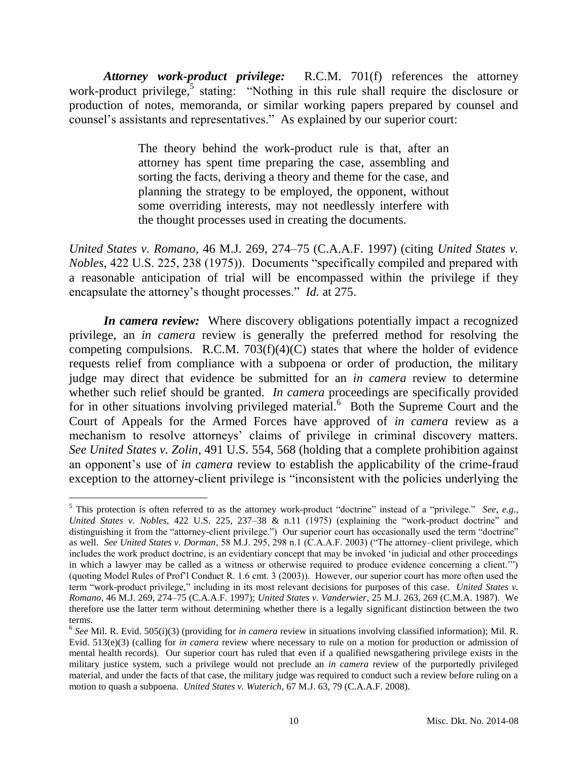***Attorney work-product privilege:*** R.C.M. 701(f) references the attorney work-product privilege,[5] stating: "Nothing in this rule shall require the disclosure or production of notes, memoranda, or similar working papers prepared by counsel and counsel's assistants and representatives." As explained by our superior court:

> The theory behind the work-product rule is that, after an attorney has spent time preparing the case, assembling and sorting the facts, deriving a theory and theme for the case, and planning the strategy to be employed, the opponent, without some overriding interests, may not needlessly interfere with the thought processes used in creating the documents.

*United States v. Romano*, 46 M.J. 269, 274–75 (C.A.A.F. 1997) (citing *United States v. Nobles*, 422 U.S. 225, 238 (1975)). Documents "specifically compiled and prepared with a reasonable anticipation of trial will be encompassed within the privilege if they encapsulate the attorney's thought processes." *Id.* at 275.

***In camera review:*** Where discovery obligations potentially impact a recognized privilege, an *in camera* review is generally the preferred method for resolving the competing compulsions. R.C.M. 703(f)(4)(C) states that where the holder of evidence requests relief from compliance with a subpoena or order of production, the military judge may direct that evidence be submitted for an *in camera* review to determine whether such relief should be granted. *In camera* proceedings are specifically provided for in other situations involving privileged material.[6] Both the Supreme Court and the Court of Appeals for the Armed Forces have approved of *in camera* review as a mechanism to resolve attorneys' claims of privilege in criminal discovery matters. *See United States v. Zolin*, 491 U.S. 554, 568 (holding that a complete prohibition against an opponent's use of *in camera* review to establish the applicability of the crime-fraud exception to the attorney-client privilege is "inconsistent with the policies underlying the

---

[5] This protection is often referred to as the attorney work-product "doctrine" instead of a "privilege." *See, e.g.*, *United States v. Nobles*, 422 U.S. 225, 237–38 & n.11 (1975) (explaining the "work-product doctrine" and distinguishing it from the "attorney-client privilege.") Our superior court has occasionally used the term "doctrine" as well. *See United States v. Dorman*, 58 M.J. 295, 298 n.1 (C.A.A.F. 2003) ("The attorney–client privilege, which includes the work product doctrine, is an evidentiary concept that may be invoked 'in judicial and other proceedings in which a lawyer may be called as a witness or otherwise required to produce evidence concerning a client.'") (quoting Model Rules of Prof'l Conduct R. 1.6 cmt. 3 (2003)). However, our superior court has more often used the term "work-product privilege," including in its most relevant decisions for purposes of this case. *United States v. Romano*, 46 M.J. 269, 274–75 (C.A.A.F. 1997); *United States v. Vanderwier*, 25 M.J. 263, 269 (C.M.A. 1987). We therefore use the latter term without determining whether there is a legally significant distinction between the two terms.

[6] *See* Mil. R. Evid. 505(i)(3) (providing for *in camera* review in situations involving classified information); Mil. R. Evid. 513(e)(3) (calling for *in camera* review where necessary to rule on a motion for production or admission of mental health records). Our superior court has ruled that even if a qualified newsgathering privilege exists in the military justice system, such a privilege would not preclude an *in camera* review of the purportedly privileged material, and under the facts of that case, the military judge was required to conduct such a review before ruling on a motion to quash a subpoena. *United States v. Wuterich*, 67 M.J. 63, 79 (C.A.A.F. 2008).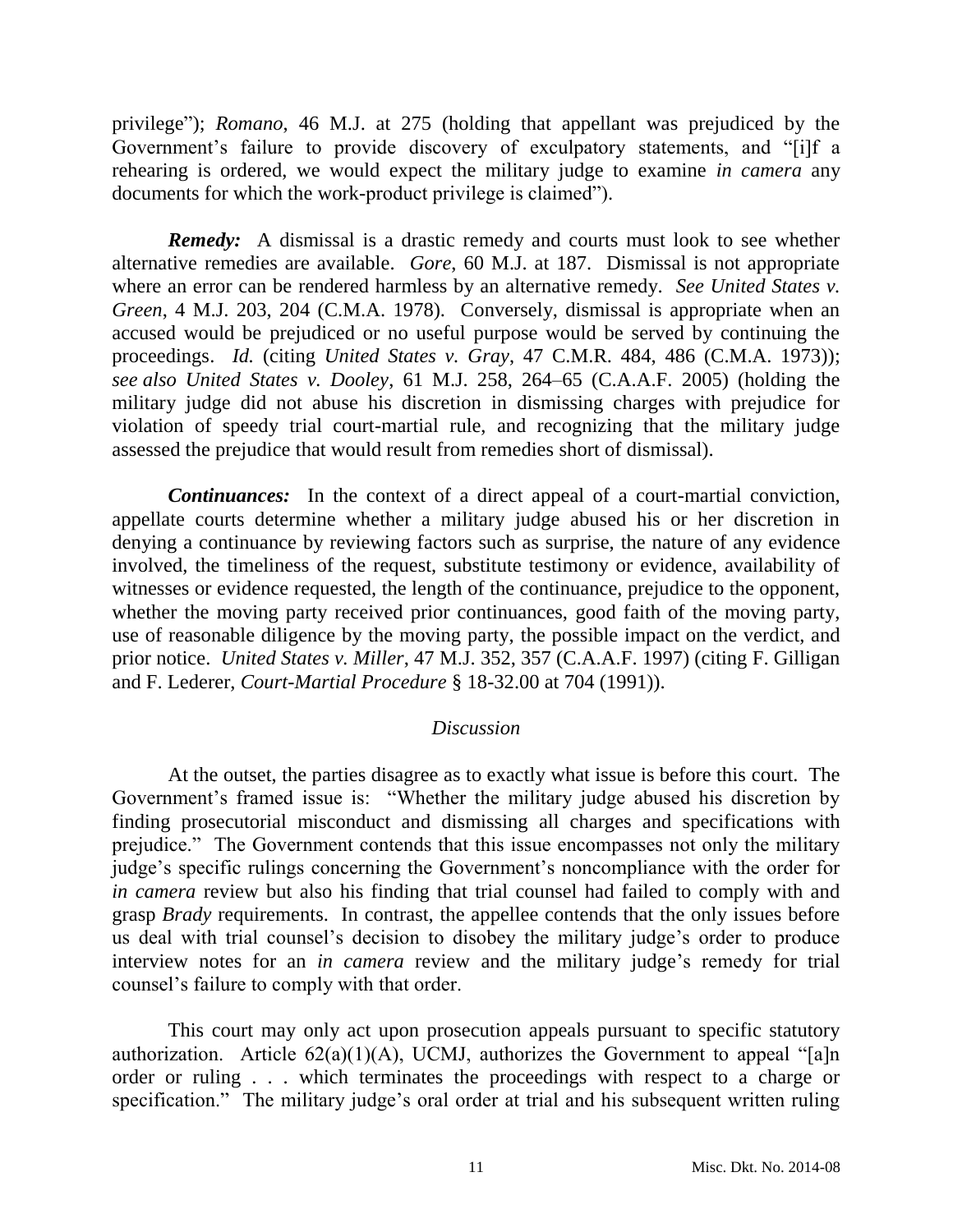privilege"); *Romano*, 46 M.J. at 275 (holding that appellant was prejudiced by the Government's failure to provide discovery of exculpatory statements, and "[i]f a rehearing is ordered, we would expect the military judge to examine *in camera* any documents for which the work-product privilege is claimed").

***Remedy:*** A dismissal is a drastic remedy and courts must look to see whether alternative remedies are available. *Gore*, 60 M.J. at 187. Dismissal is not appropriate where an error can be rendered harmless by an alternative remedy. *See United States v. Green*, 4 M.J. 203, 204 (C.M.A. 1978). Conversely, dismissal is appropriate when an accused would be prejudiced or no useful purpose would be served by continuing the proceedings. *Id.* (citing *United States v. Gray*, 47 C.M.R. 484, 486 (C.M.A. 1973)); *see also United States v. Dooley*, 61 M.J. 258, 264–65 (C.A.A.F. 2005) (holding the military judge did not abuse his discretion in dismissing charges with prejudice for violation of speedy trial court-martial rule, and recognizing that the military judge assessed the prejudice that would result from remedies short of dismissal).

***Continuances:*** In the context of a direct appeal of a court-martial conviction, appellate courts determine whether a military judge abused his or her discretion in denying a continuance by reviewing factors such as surprise, the nature of any evidence involved, the timeliness of the request, substitute testimony or evidence, availability of witnesses or evidence requested, the length of the continuance, prejudice to the opponent, whether the moving party received prior continuances, good faith of the moving party, use of reasonable diligence by the moving party, the possible impact on the verdict, and prior notice. *United States v. Miller*, 47 M.J. 352, 357 (C.A.A.F. 1997) (citing F. Gilligan and F. Lederer, *Court-Martial Procedure* § 18-32.00 at 704 (1991)).

*Discussion*

At the outset, the parties disagree as to exactly what issue is before this court. The Government's framed issue is: "Whether the military judge abused his discretion by finding prosecutorial misconduct and dismissing all charges and specifications with prejudice." The Government contends that this issue encompasses not only the military judge's specific rulings concerning the Government's noncompliance with the order for *in camera* review but also his finding that trial counsel had failed to comply with and grasp *Brady* requirements. In contrast, the appellee contends that the only issues before us deal with trial counsel's decision to disobey the military judge's order to produce interview notes for an *in camera* review and the military judge's remedy for trial counsel's failure to comply with that order.

This court may only act upon prosecution appeals pursuant to specific statutory authorization. Article 62(a)(1)(A), UCMJ, authorizes the Government to appeal "[a]n order or ruling . . . which terminates the proceedings with respect to a charge or specification." The military judge's oral order at trial and his subsequent written ruling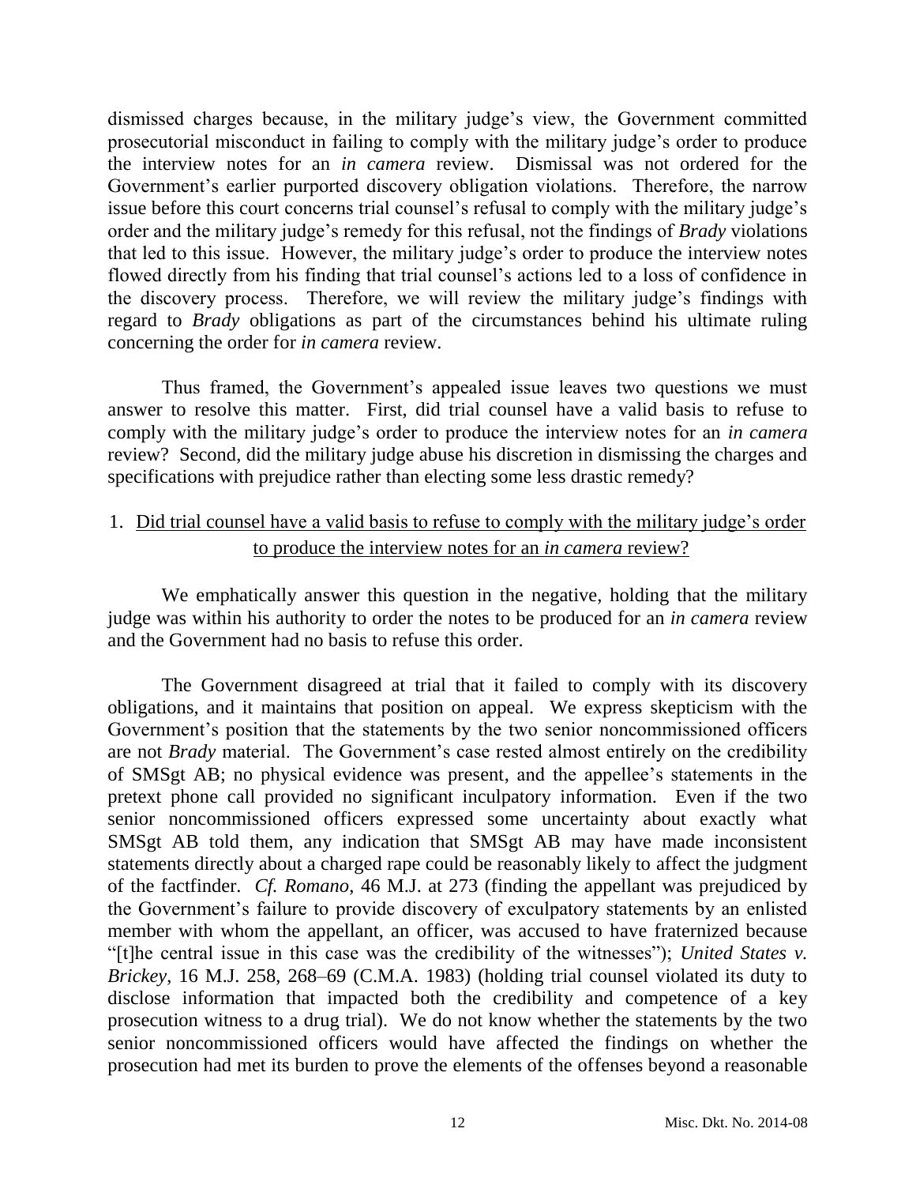dismissed charges because, in the military judge's view, the Government committed prosecutorial misconduct in failing to comply with the military judge's order to produce the interview notes for an *in camera* review. Dismissal was not ordered for the Government's earlier purported discovery obligation violations. Therefore, the narrow issue before this court concerns trial counsel's refusal to comply with the military judge's order and the military judge's remedy for this refusal, not the findings of *Brady* violations that led to this issue. However, the military judge's order to produce the interview notes flowed directly from his finding that trial counsel's actions led to a loss of confidence in the discovery process. Therefore, we will review the military judge's findings with regard to *Brady* obligations as part of the circumstances behind his ultimate ruling concerning the order for *in camera* review.

Thus framed, the Government's appealed issue leaves two questions we must answer to resolve this matter. First, did trial counsel have a valid basis to refuse to comply with the military judge's order to produce the interview notes for an *in camera* review? Second, did the military judge abuse his discretion in dismissing the charges and specifications with prejudice rather than electing some less drastic remedy?

1. <u>Did trial counsel have a valid basis to refuse to comply with the military judge's order to produce the interview notes for an *in camera* review?</u>

We emphatically answer this question in the negative, holding that the military judge was within his authority to order the notes to be produced for an *in camera* review and the Government had no basis to refuse this order.

The Government disagreed at trial that it failed to comply with its discovery obligations, and it maintains that position on appeal. We express skepticism with the Government's position that the statements by the two senior noncommissioned officers are not *Brady* material. The Government's case rested almost entirely on the credibility of SMSgt AB; no physical evidence was present, and the appellee's statements in the pretext phone call provided no significant inculpatory information. Even if the two senior noncommissioned officers expressed some uncertainty about exactly what SMSgt AB told them, any indication that SMSgt AB may have made inconsistent statements directly about a charged rape could be reasonably likely to affect the judgment of the factfinder. *Cf. Romano*, 46 M.J. at 273 (finding the appellant was prejudiced by the Government's failure to provide discovery of exculpatory statements by an enlisted member with whom the appellant, an officer, was accused to have fraternized because "[t]he central issue in this case was the credibility of the witnesses"); *United States v. Brickey*, 16 M.J. 258, 268–69 (C.M.A. 1983) (holding trial counsel violated its duty to disclose information that impacted both the credibility and competence of a key prosecution witness to a drug trial). We do not know whether the statements by the two senior noncommissioned officers would have affected the findings on whether the prosecution had met its burden to prove the elements of the offenses beyond a reasonable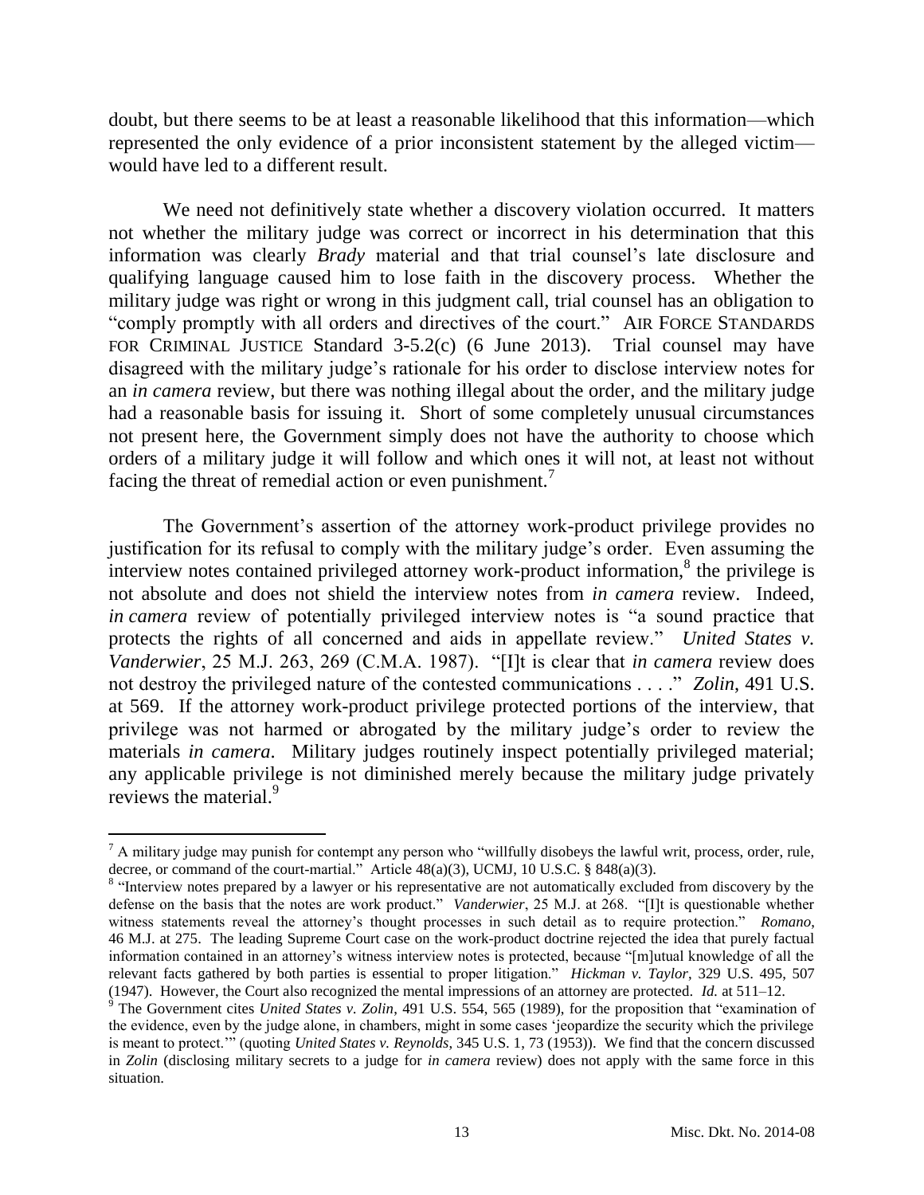doubt, but there seems to be at least a reasonable likelihood that this information—which represented the only evidence of a prior inconsistent statement by the alleged victim—would have led to a different result.

We need not definitively state whether a discovery violation occurred. It matters not whether the military judge was correct or incorrect in his determination that this information was clearly *Brady* material and that trial counsel's late disclosure and qualifying language caused him to lose faith in the discovery process. Whether the military judge was right or wrong in this judgment call, trial counsel has an obligation to "comply promptly with all orders and directives of the court." AIR FORCE STANDARDS FOR CRIMINAL JUSTICE Standard 3-5.2(c) (6 June 2013). Trial counsel may have disagreed with the military judge's rationale for his order to disclose interview notes for an *in camera* review, but there was nothing illegal about the order, and the military judge had a reasonable basis for issuing it. Short of some completely unusual circumstances not present here, the Government simply does not have the authority to choose which orders of a military judge it will follow and which ones it will not, at least not without facing the threat of remedial action or even punishment.[7]

The Government's assertion of the attorney work-product privilege provides no justification for its refusal to comply with the military judge's order. Even assuming the interview notes contained privileged attorney work-product information,[8] the privilege is not absolute and does not shield the interview notes from *in camera* review. Indeed, *in camera* review of potentially privileged interview notes is "a sound practice that protects the rights of all concerned and aids in appellate review." *United States v. Vanderwier*, 25 M.J. 263, 269 (C.M.A. 1987). "[I]t is clear that *in camera* review does not destroy the privileged nature of the contested communications . . . ." *Zolin*, 491 U.S. at 569. If the attorney work-product privilege protected portions of the interview, that privilege was not harmed or abrogated by the military judge's order to review the materials *in camera*. Military judges routinely inspect potentially privileged material; any applicable privilege is not diminished merely because the military judge privately reviews the material.[9]

---

[7] A military judge may punish for contempt any person who "willfully disobeys the lawful writ, process, order, rule, decree, or command of the court-martial." Article 48(a)(3), UCMJ, 10 U.S.C. § 848(a)(3).

[8] "Interview notes prepared by a lawyer or his representative are not automatically excluded from discovery by the defense on the basis that the notes are work product." *Vanderwier*, 25 M.J. at 268. "[I]t is questionable whether witness statements reveal the attorney's thought processes in such detail as to require protection." *Romano*, 46 M.J. at 275. The leading Supreme Court case on the work-product doctrine rejected the idea that purely factual information contained in an attorney's witness interview notes is protected, because "[m]utual knowledge of all the relevant facts gathered by both parties is essential to proper litigation." *Hickman v. Taylor*, 329 U.S. 495, 507 (1947). However, the Court also recognized the mental impressions of an attorney are protected. *Id.* at 511–12.

[9] The Government cites *United States v. Zolin*, 491 U.S. 554, 565 (1989), for the proposition that "examination of the evidence, even by the judge alone, in chambers, might in some cases 'jeopardize the security which the privilege is meant to protect.'" (quoting *United States v. Reynolds*, 345 U.S. 1, 73 (1953)). We find that the concern discussed in *Zolin* (disclosing military secrets to a judge for *in camera* review) does not apply with the same force in this situation.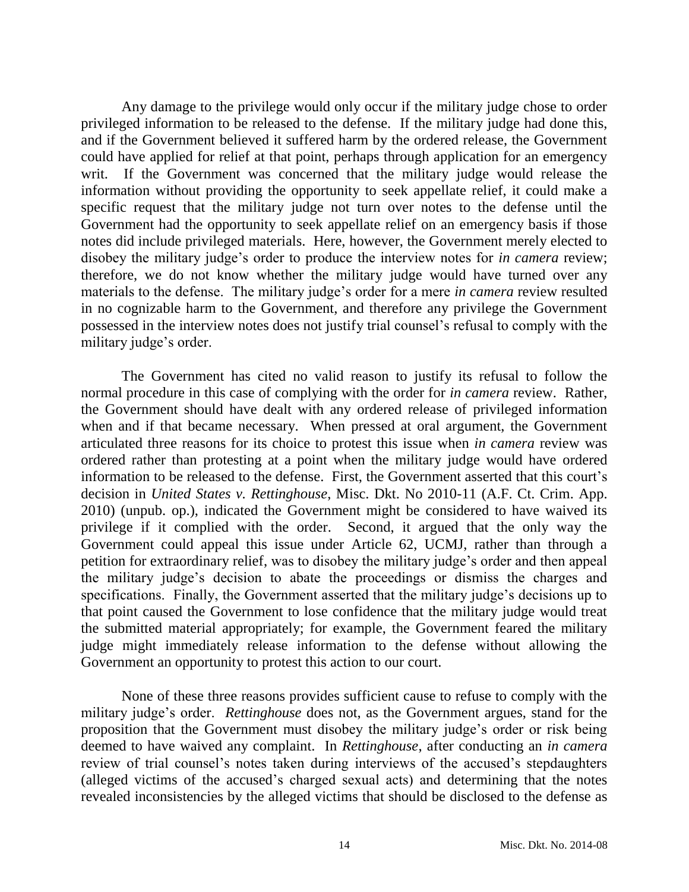Any damage to the privilege would only occur if the military judge chose to order privileged information to be released to the defense. If the military judge had done this, and if the Government believed it suffered harm by the ordered release, the Government could have applied for relief at that point, perhaps through application for an emergency writ. If the Government was concerned that the military judge would release the information without providing the opportunity to seek appellate relief, it could make a specific request that the military judge not turn over notes to the defense until the Government had the opportunity to seek appellate relief on an emergency basis if those notes did include privileged materials. Here, however, the Government merely elected to disobey the military judge's order to produce the interview notes for *in camera* review; therefore, we do not know whether the military judge would have turned over any materials to the defense. The military judge's order for a mere *in camera* review resulted in no cognizable harm to the Government, and therefore any privilege the Government possessed in the interview notes does not justify trial counsel's refusal to comply with the military judge's order.

The Government has cited no valid reason to justify its refusal to follow the normal procedure in this case of complying with the order for *in camera* review. Rather, the Government should have dealt with any ordered release of privileged information when and if that became necessary. When pressed at oral argument, the Government articulated three reasons for its choice to protest this issue when *in camera* review was ordered rather than protesting at a point when the military judge would have ordered information to be released to the defense. First, the Government asserted that this court's decision in *United States v. Rettinghouse*, Misc. Dkt. No 2010-11 (A.F. Ct. Crim. App. 2010) (unpub. op.), indicated the Government might be considered to have waived its privilege if it complied with the order. Second, it argued that the only way the Government could appeal this issue under Article 62, UCMJ, rather than through a petition for extraordinary relief, was to disobey the military judge's order and then appeal the military judge's decision to abate the proceedings or dismiss the charges and specifications. Finally, the Government asserted that the military judge's decisions up to that point caused the Government to lose confidence that the military judge would treat the submitted material appropriately; for example, the Government feared the military judge might immediately release information to the defense without allowing the Government an opportunity to protest this action to our court.

None of these three reasons provides sufficient cause to refuse to comply with the military judge's order. *Rettinghouse* does not, as the Government argues, stand for the proposition that the Government must disobey the military judge's order or risk being deemed to have waived any complaint. In *Rettinghouse*, after conducting an *in camera* review of trial counsel's notes taken during interviews of the accused's stepdaughters (alleged victims of the accused's charged sexual acts) and determining that the notes revealed inconsistencies by the alleged victims that should be disclosed to the defense as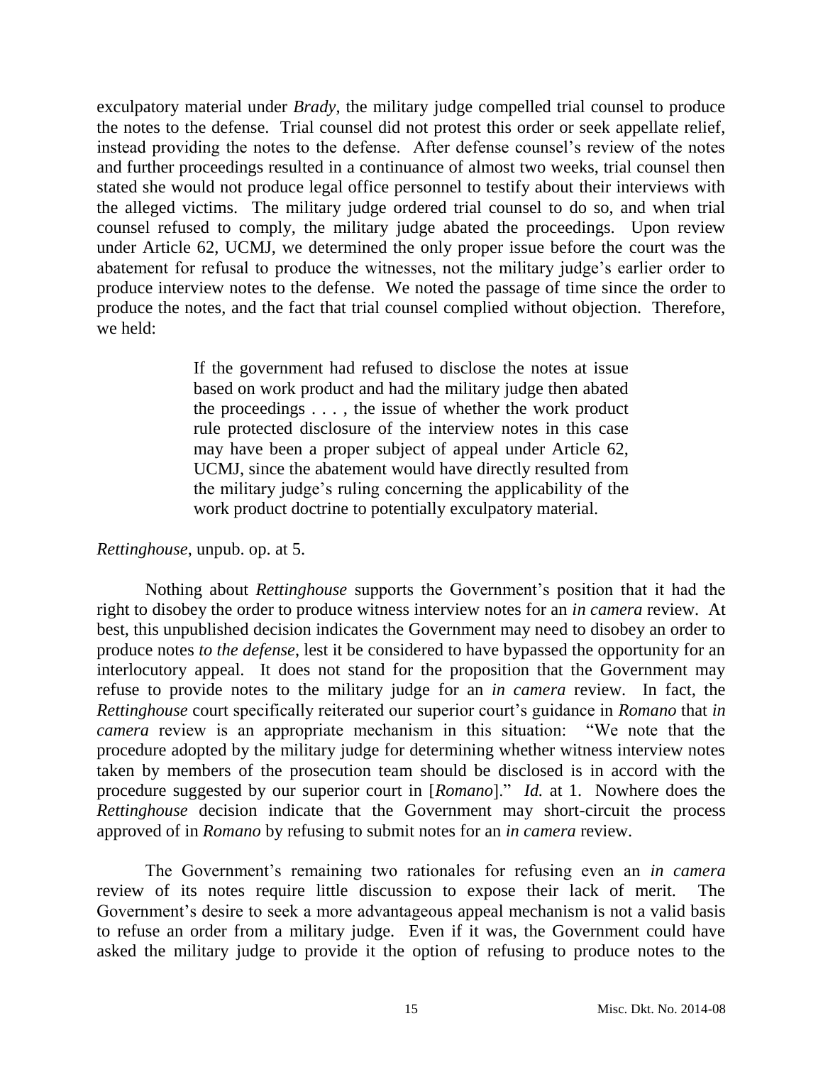exculpatory material under *Brady*, the military judge compelled trial counsel to produce the notes to the defense. Trial counsel did not protest this order or seek appellate relief, instead providing the notes to the defense. After defense counsel's review of the notes and further proceedings resulted in a continuance of almost two weeks, trial counsel then stated she would not produce legal office personnel to testify about their interviews with the alleged victims. The military judge ordered trial counsel to do so, and when trial counsel refused to comply, the military judge abated the proceedings. Upon review under Article 62, UCMJ, we determined the only proper issue before the court was the abatement for refusal to produce the witnesses, not the military judge's earlier order to produce interview notes to the defense. We noted the passage of time since the order to produce the notes, and the fact that trial counsel complied without objection. Therefore, we held:

> If the government had refused to disclose the notes at issue based on work product and had the military judge then abated the proceedings . . . , the issue of whether the work product rule protected disclosure of the interview notes in this case may have been a proper subject of appeal under Article 62, UCMJ, since the abatement would have directly resulted from the military judge's ruling concerning the applicability of the work product doctrine to potentially exculpatory material.

*Rettinghouse*, unpub. op. at 5.

Nothing about *Rettinghouse* supports the Government's position that it had the right to disobey the order to produce witness interview notes for an *in camera* review. At best, this unpublished decision indicates the Government may need to disobey an order to produce notes *to the defense*, lest it be considered to have bypassed the opportunity for an interlocutory appeal. It does not stand for the proposition that the Government may refuse to provide notes to the military judge for an *in camera* review. In fact, the *Rettinghouse* court specifically reiterated our superior court's guidance in *Romano* that *in camera* review is an appropriate mechanism in this situation: "We note that the procedure adopted by the military judge for determining whether witness interview notes taken by members of the prosecution team should be disclosed is in accord with the procedure suggested by our superior court in [*Romano*]." *Id.* at 1. Nowhere does the *Rettinghouse* decision indicate that the Government may short-circuit the process approved of in *Romano* by refusing to submit notes for an *in camera* review.

The Government's remaining two rationales for refusing even an *in camera* review of its notes require little discussion to expose their lack of merit. The Government's desire to seek a more advantageous appeal mechanism is not a valid basis to refuse an order from a military judge. Even if it was, the Government could have asked the military judge to provide it the option of refusing to produce notes to the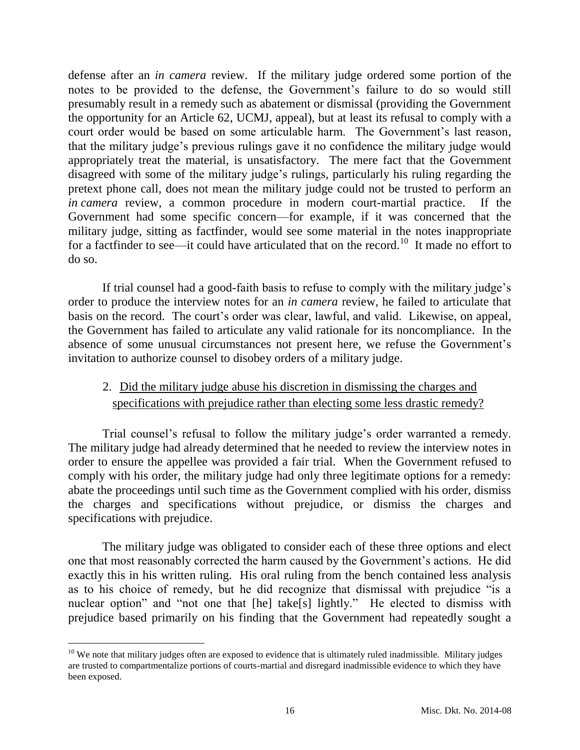defense after an *in camera* review. If the military judge ordered some portion of the notes to be provided to the defense, the Government's failure to do so would still presumably result in a remedy such as abatement or dismissal (providing the Government the opportunity for an Article 62, UCMJ, appeal), but at least its refusal to comply with a court order would be based on some articulable harm. The Government's last reason, that the military judge's previous rulings gave it no confidence the military judge would appropriately treat the material, is unsatisfactory. The mere fact that the Government disagreed with some of the military judge's rulings, particularly his ruling regarding the pretext phone call, does not mean the military judge could not be trusted to perform an *in camera* review, a common procedure in modern court-martial practice. If the Government had some specific concern—for example, if it was concerned that the military judge, sitting as factfinder, would see some material in the notes inappropriate for a factfinder to see—it could have articulated that on the record.[10] It made no effort to do so.

If trial counsel had a good-faith basis to refuse to comply with the military judge's order to produce the interview notes for an *in camera* review, he failed to articulate that basis on the record. The court's order was clear, lawful, and valid. Likewise, on appeal, the Government has failed to articulate any valid rationale for its noncompliance. In the absence of some unusual circumstances not present here, we refuse the Government's invitation to authorize counsel to disobey orders of a military judge.

2. Did the military judge abuse his discretion in dismissing the charges and specifications with prejudice rather than electing some less drastic remedy?

Trial counsel's refusal to follow the military judge's order warranted a remedy. The military judge had already determined that he needed to review the interview notes in order to ensure the appellee was provided a fair trial. When the Government refused to comply with his order, the military judge had only three legitimate options for a remedy: abate the proceedings until such time as the Government complied with his order, dismiss the charges and specifications without prejudice, or dismiss the charges and specifications with prejudice.

The military judge was obligated to consider each of these three options and elect one that most reasonably corrected the harm caused by the Government's actions. He did exactly this in his written ruling. His oral ruling from the bench contained less analysis as to his choice of remedy, but he did recognize that dismissal with prejudice "is a nuclear option" and "not one that [he] take[s] lightly." He elected to dismiss with prejudice based primarily on his finding that the Government had repeatedly sought a

[10] We note that military judges often are exposed to evidence that is ultimately ruled inadmissible. Military judges are trusted to compartmentalize portions of courts-martial and disregard inadmissible evidence to which they have been exposed.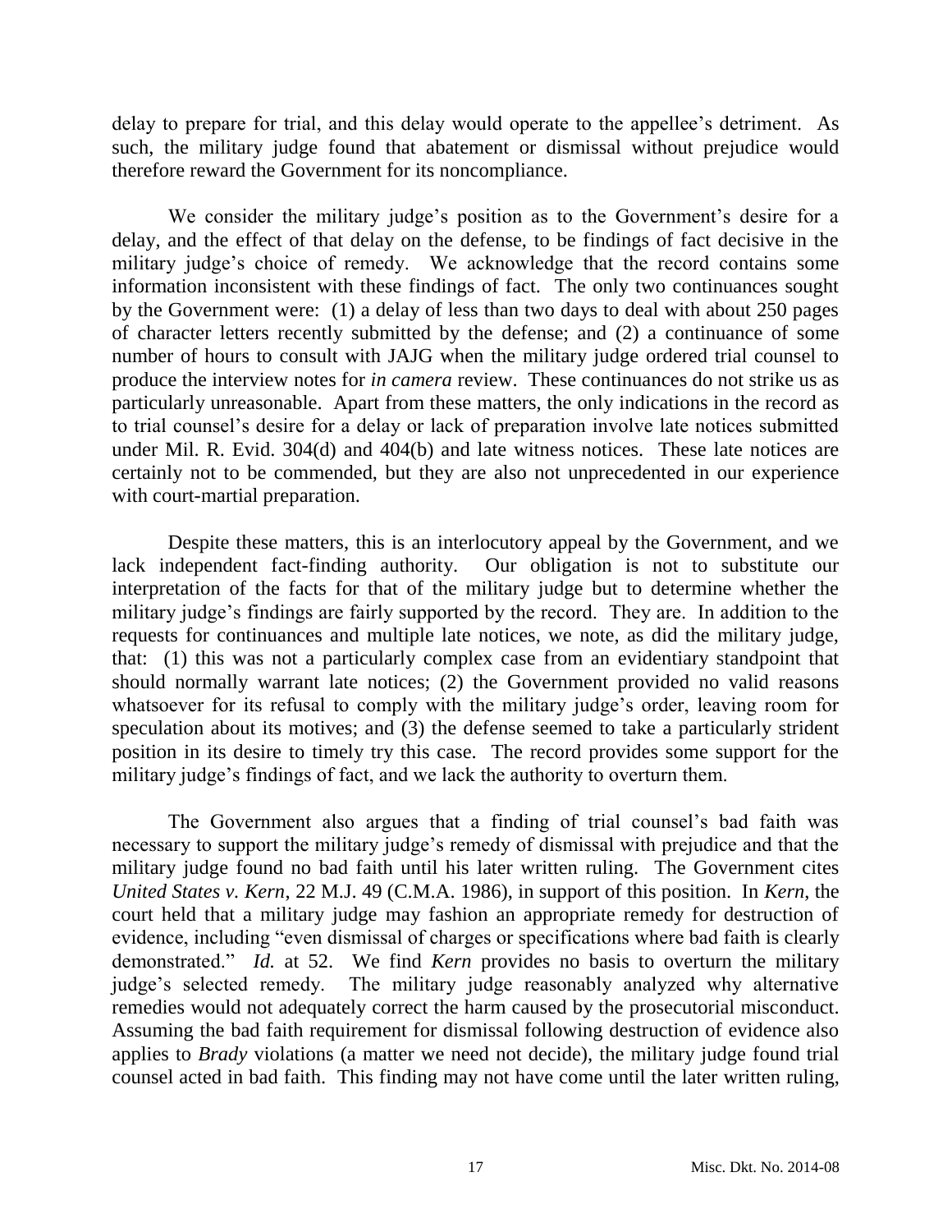delay to prepare for trial, and this delay would operate to the appellee's detriment. As such, the military judge found that abatement or dismissal without prejudice would therefore reward the Government for its noncompliance.

We consider the military judge's position as to the Government's desire for a delay, and the effect of that delay on the defense, to be findings of fact decisive in the military judge's choice of remedy. We acknowledge that the record contains some information inconsistent with these findings of fact. The only two continuances sought by the Government were: (1) a delay of less than two days to deal with about 250 pages of character letters recently submitted by the defense; and (2) a continuance of some number of hours to consult with JAJG when the military judge ordered trial counsel to produce the interview notes for *in camera* review. These continuances do not strike us as particularly unreasonable. Apart from these matters, the only indications in the record as to trial counsel's desire for a delay or lack of preparation involve late notices submitted under Mil. R. Evid. 304(d) and 404(b) and late witness notices. These late notices are certainly not to be commended, but they are also not unprecedented in our experience with court-martial preparation.

Despite these matters, this is an interlocutory appeal by the Government, and we lack independent fact-finding authority. Our obligation is not to substitute our interpretation of the facts for that of the military judge but to determine whether the military judge's findings are fairly supported by the record. They are. In addition to the requests for continuances and multiple late notices, we note, as did the military judge, that: (1) this was not a particularly complex case from an evidentiary standpoint that should normally warrant late notices; (2) the Government provided no valid reasons whatsoever for its refusal to comply with the military judge's order, leaving room for speculation about its motives; and (3) the defense seemed to take a particularly strident position in its desire to timely try this case. The record provides some support for the military judge's findings of fact, and we lack the authority to overturn them.

The Government also argues that a finding of trial counsel's bad faith was necessary to support the military judge's remedy of dismissal with prejudice and that the military judge found no bad faith until his later written ruling. The Government cites *United States v. Kern*, 22 M.J. 49 (C.M.A. 1986), in support of this position. In *Kern*, the court held that a military judge may fashion an appropriate remedy for destruction of evidence, including "even dismissal of charges or specifications where bad faith is clearly demonstrated." *Id.* at 52. We find *Kern* provides no basis to overturn the military judge's selected remedy. The military judge reasonably analyzed why alternative remedies would not adequately correct the harm caused by the prosecutorial misconduct. Assuming the bad faith requirement for dismissal following destruction of evidence also applies to *Brady* violations (a matter we need not decide), the military judge found trial counsel acted in bad faith. This finding may not have come until the later written ruling,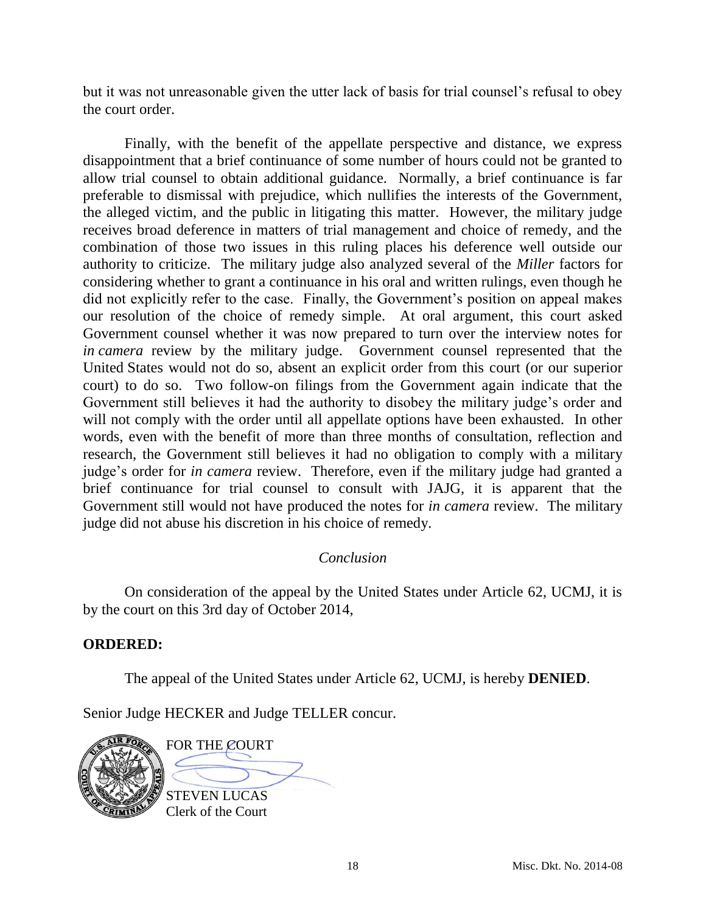but it was not unreasonable given the utter lack of basis for trial counsel's refusal to obey the court order.

Finally, with the benefit of the appellate perspective and distance, we express disappointment that a brief continuance of some number of hours could not be granted to allow trial counsel to obtain additional guidance. Normally, a brief continuance is far preferable to dismissal with prejudice, which nullifies the interests of the Government, the alleged victim, and the public in litigating this matter. However, the military judge receives broad deference in matters of trial management and choice of remedy, and the combination of those two issues in this ruling places his deference well outside our authority to criticize. The military judge also analyzed several of the *Miller* factors for considering whether to grant a continuance in his oral and written rulings, even though he did not explicitly refer to the case. Finally, the Government's position on appeal makes our resolution of the choice of remedy simple. At oral argument, this court asked Government counsel whether it was now prepared to turn over the interview notes for *in camera* review by the military judge. Government counsel represented that the United States would not do so, absent an explicit order from this court (or our superior court) to do so. Two follow-on filings from the Government again indicate that the Government still believes it had the authority to disobey the military judge's order and will not comply with the order until all appellate options have been exhausted. In other words, even with the benefit of more than three months of consultation, reflection and research, the Government still believes it had no obligation to comply with a military judge's order for *in camera* review. Therefore, even if the military judge had granted a brief continuance for trial counsel to consult with JAJG, it is apparent that the Government still would not have produced the notes for *in camera* review. The military judge did not abuse his discretion in his choice of remedy.

*Conclusion*

On consideration of the appeal by the United States under Article 62, UCMJ, it is by the court on this 3rd day of October 2014,

**ORDERED:**

The appeal of the United States under Article 62, UCMJ, is hereby **DENIED**.

Senior Judge HECKER and Judge TELLER concur.

FOR THE COURT

STEVEN LUCAS
Clerk of the Court